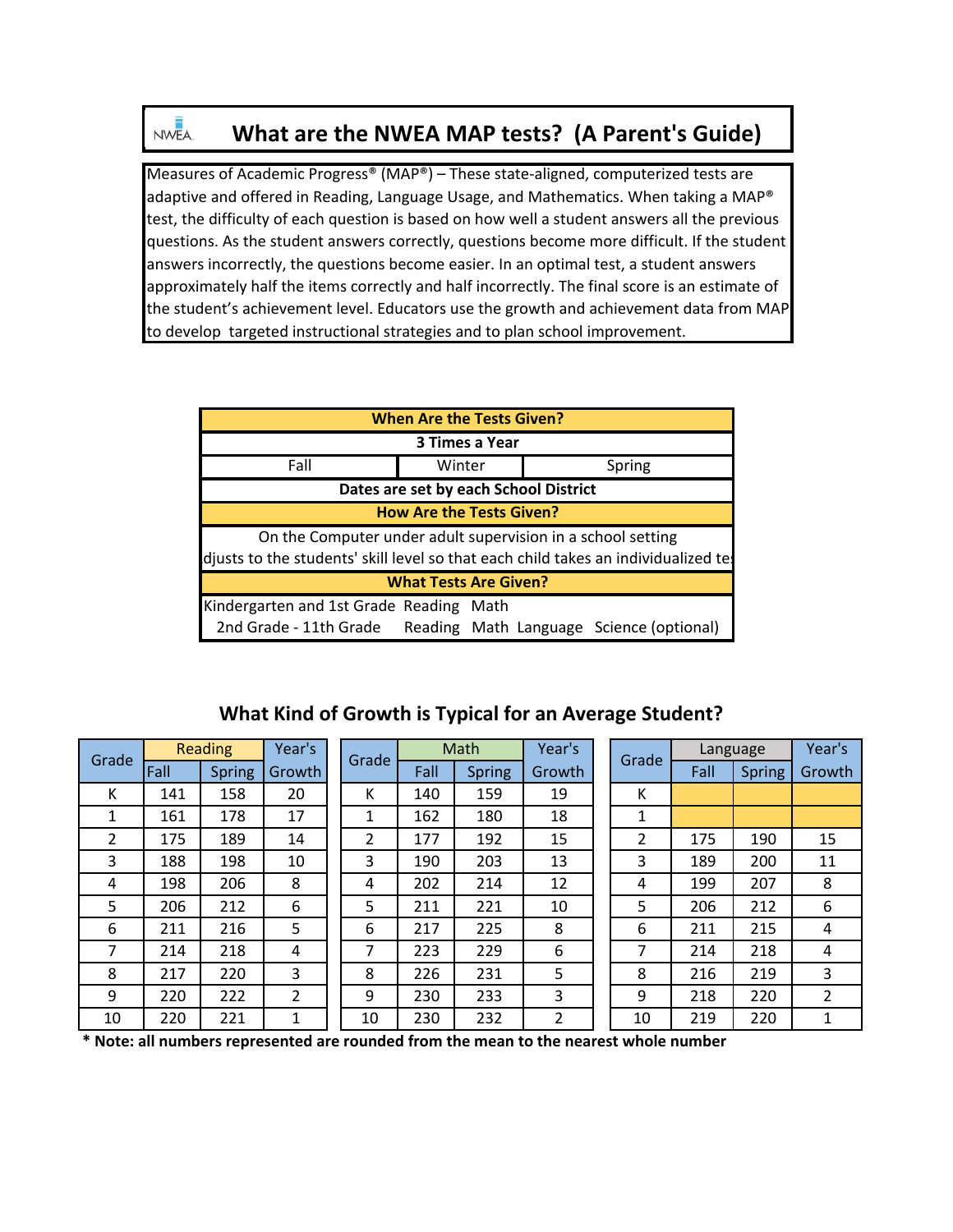# NWEA What are the NWEA MAP tests? (A Parent's Guide)

Measures of Academic Progress® (MAP®) – These state-aligned, computerized tests are adaptive and offered in Reading, Language Usage, and Mathematics. When taking a MAP® test, the difficulty of each question is based on how well a student answers all the previous questions. As the student answers correctly, questions become more difficult. If the student answers incorrectly, the questions become easier. In an optimal test, a student answers approximately half the items correctly and half incorrectly. The final score is an estimate of the student's achievement level. Educators use the growth and achievement data from MAP to develop targeted instructional strategies and to plan school improvement.

| When Are the Tests Given? | | |
|---|---|---|
| 3 Times a Year | | |
| Fall | Winter | Spring |
| Dates are set by each School District | | |
| **How Are the Tests Given?** | | |
| On the Computer under adult supervision in a school setting<br>djusts to the students' skill level so that each child takes an individualized te | | |
| **What Tests Are Given?** | | |
| Kindergarten and 1st Grade Reading Math<br>2nd Grade - 11th Grade Reading Math Language Science (optional) | | |

## What Kind of Growth is Typical for an Average Student?

| Grade | Reading | | Year's | Grade | Math | | Year's | Grade | Language | | Year's |
|---|---|---|---|---|---|---|---|---|---|---|---|
| | Fall | Spring | Growth | | Fall | Spring | Growth | | Fall | Spring | Growth |
| K | 141 | 158 | 20 | K | 140 | 159 | 19 | K | | | |
| 1 | 161 | 178 | 17 | 1 | 162 | 180 | 18 | 1 | | | |
| 2 | 175 | 189 | 14 | 2 | 177 | 192 | 15 | 2 | 175 | 190 | 15 |
| 3 | 188 | 198 | 10 | 3 | 190 | 203 | 13 | 3 | 189 | 200 | 11 |
| 4 | 198 | 206 | 8 | 4 | 202 | 214 | 12 | 4 | 199 | 207 | 8 |
| 5 | 206 | 212 | 6 | 5 | 211 | 221 | 10 | 5 | 206 | 212 | 6 |
| 6 | 211 | 216 | 5 | 6 | 217 | 225 | 8 | 6 | 211 | 215 | 4 |
| 7 | 214 | 218 | 4 | 7 | 223 | 229 | 6 | 7 | 214 | 218 | 4 |
| 8 | 217 | 220 | 3 | 8 | 226 | 231 | 5 | 8 | 216 | 219 | 3 |
| 9 | 220 | 222 | 2 | 9 | 230 | 233 | 3 | 9 | 218 | 220 | 2 |
| 10 | 220 | 221 | 1 | 10 | 230 | 232 | 2 | 10 | 219 | 220 | 1 |

**\* Note: all numbers represented are rounded from the mean to the nearest whole number**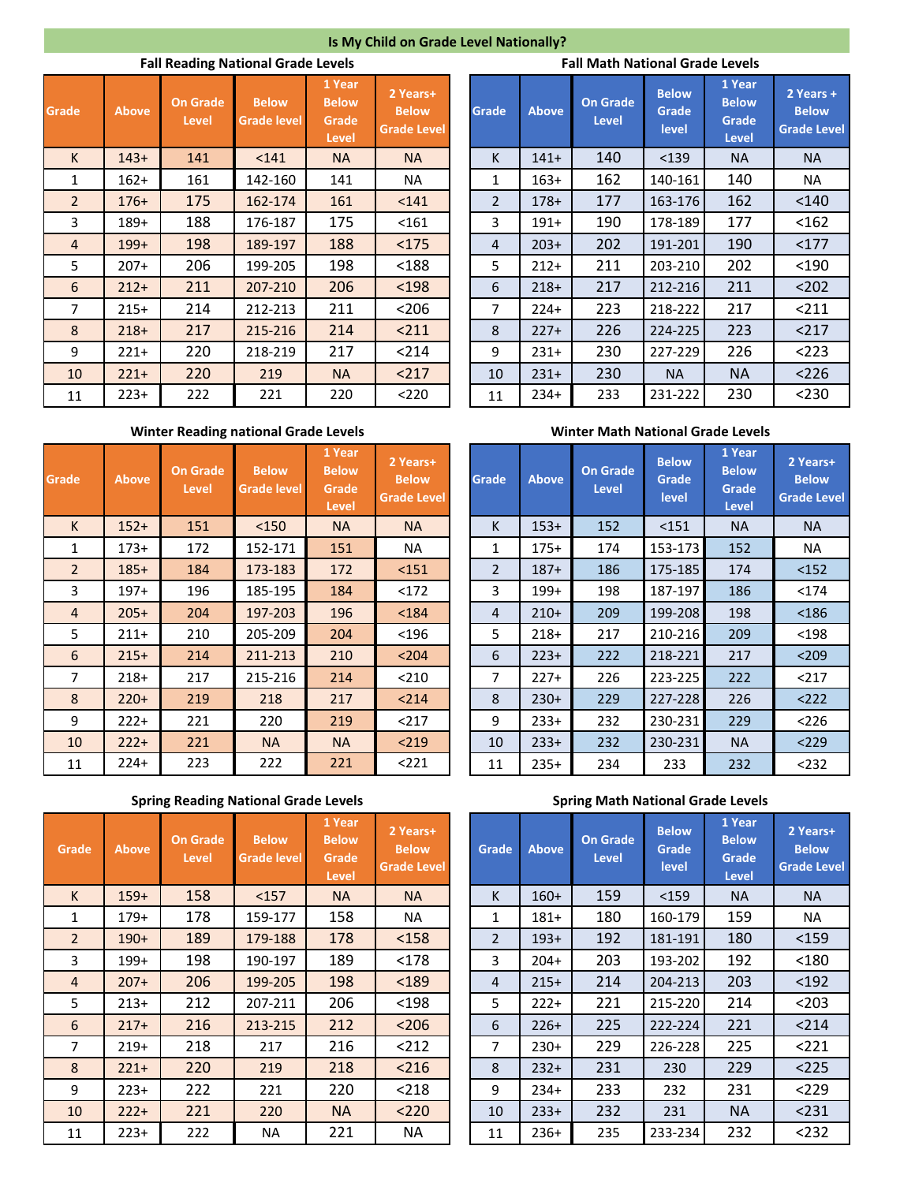## Is My Child on Grade Level Nationally?

### Fall Reading National Grade Levels

| Grade | Above | On Grade Level | Below Grade level | 1 Year Below Grade Level | 2 Years+ Below Grade Level |
|---|---|---|---|---|---|
| K | 143+ | 141 | <141 | NA | NA |
| 1 | 162+ | 161 | 142-160 | 141 | NA |
| 2 | 176+ | 175 | 162-174 | 161 | <141 |
| 3 | 189+ | 188 | 176-187 | 175 | <161 |
| 4 | 199+ | 198 | 189-197 | 188 | <175 |
| 5 | 207+ | 206 | 199-205 | 198 | <188 |
| 6 | 212+ | 211 | 207-210 | 206 | <198 |
| 7 | 215+ | 214 | 212-213 | 211 | <206 |
| 8 | 218+ | 217 | 215-216 | 214 | <211 |
| 9 | 221+ | 220 | 218-219 | 217 | <214 |
| 10 | 221+ | 220 | 219 | NA | <217 |
| 11 | 223+ | 222 | 221 | 220 | <220 |

### Fall Math National Grade Levels

| Grade | Above | On Grade Level | Below Grade level | 1 Year Below Grade Level | 2 Years + Below Grade Level |
|---|---|---|---|---|---|
| K | 141+ | 140 | <139 | NA | NA |
| 1 | 163+ | 162 | 140-161 | 140 | NA |
| 2 | 178+ | 177 | 163-176 | 162 | <140 |
| 3 | 191+ | 190 | 178-189 | 177 | <162 |
| 4 | 203+ | 202 | 191-201 | 190 | <177 |
| 5 | 212+ | 211 | 203-210 | 202 | <190 |
| 6 | 218+ | 217 | 212-216 | 211 | <202 |
| 7 | 224+ | 223 | 218-222 | 217 | <211 |
| 8 | 227+ | 226 | 224-225 | 223 | <217 |
| 9 | 231+ | 230 | 227-229 | 226 | <223 |
| 10 | 231+ | 230 | NA | NA | <226 |
| 11 | 234+ | 233 | 231-222 | 230 | <230 |

### Winter Reading national Grade Levels

| Grade | Above | On Grade Level | Below Grade level | 1 Year Below Grade Level | 2 Years+ Below Grade Level |
|---|---|---|---|---|---|
| K | 152+ | 151 | <150 | NA | NA |
| 1 | 173+ | 172 | 152-171 | 151 | NA |
| 2 | 185+ | 184 | 173-183 | 172 | <151 |
| 3 | 197+ | 196 | 185-195 | 184 | <172 |
| 4 | 205+ | 204 | 197-203 | 196 | <184 |
| 5 | 211+ | 210 | 205-209 | 204 | <196 |
| 6 | 215+ | 214 | 211-213 | 210 | <204 |
| 7 | 218+ | 217 | 215-216 | 214 | <210 |
| 8 | 220+ | 219 | 218 | 217 | <214 |
| 9 | 222+ | 221 | 220 | 219 | <217 |
| 10 | 222+ | 221 | NA | NA | <219 |
| 11 | 224+ | 223 | 222 | 221 | <221 |

### Winter Math National Grade Levels

| Grade | Above | On Grade Level | Below Grade level | 1 Year Below Grade Level | 2 Years+ Below Grade Level |
|---|---|---|---|---|---|
| K | 153+ | 152 | <151 | NA | NA |
| 1 | 175+ | 174 | 153-173 | 152 | NA |
| 2 | 187+ | 186 | 175-185 | 174 | <152 |
| 3 | 199+ | 198 | 187-197 | 186 | <174 |
| 4 | 210+ | 209 | 199-208 | 198 | <186 |
| 5 | 218+ | 217 | 210-216 | 209 | <198 |
| 6 | 223+ | 222 | 218-221 | 217 | <209 |
| 7 | 227+ | 226 | 223-225 | 222 | <217 |
| 8 | 230+ | 229 | 227-228 | 226 | <222 |
| 9 | 233+ | 232 | 230-231 | 229 | <226 |
| 10 | 233+ | 232 | 230-231 | NA | <229 |
| 11 | 235+ | 234 | 233 | 232 | <232 |

### Spring Reading National Grade Levels

| Grade | Above | On Grade Level | Below Grade level | 1 Year Below Grade Level | 2 Years+ Below Grade Level |
|---|---|---|---|---|---|
| K | 159+ | 158 | <157 | NA | NA |
| 1 | 179+ | 178 | 159-177 | 158 | NA |
| 2 | 190+ | 189 | 179-188 | 178 | <158 |
| 3 | 199+ | 198 | 190-197 | 189 | <178 |
| 4 | 207+ | 206 | 199-205 | 198 | <189 |
| 5 | 213+ | 212 | 207-211 | 206 | <198 |
| 6 | 217+ | 216 | 213-215 | 212 | <206 |
| 7 | 219+ | 218 | 217 | 216 | <212 |
| 8 | 221+ | 220 | 219 | 218 | <216 |
| 9 | 223+ | 222 | 221 | 220 | <218 |
| 10 | 222+ | 221 | 220 | NA | <220 |
| 11 | 223+ | 222 | NA | 221 | NA |

### Spring Math National Grade Levels

| Grade | Above | On Grade Level | Below Grade level | 1 Year Below Grade Level | 2 Years+ Below Grade Level |
|---|---|---|---|---|---|
| K | 160+ | 159 | <159 | NA | NA |
| 1 | 181+ | 180 | 160-179 | 159 | NA |
| 2 | 193+ | 192 | 181-191 | 180 | <159 |
| 3 | 204+ | 203 | 193-202 | 192 | <180 |
| 4 | 215+ | 214 | 204-213 | 203 | <192 |
| 5 | 222+ | 221 | 215-220 | 214 | <203 |
| 6 | 226+ | 225 | 222-224 | 221 | <214 |
| 7 | 230+ | 229 | 226-228 | 225 | <221 |
| 8 | 232+ | 231 | 230 | 229 | <225 |
| 9 | 234+ | 233 | 232 | 231 | <229 |
| 10 | 233+ | 232 | 231 | NA | <231 |
| 11 | 236+ | 235 | 233-234 | 232 | <232 |